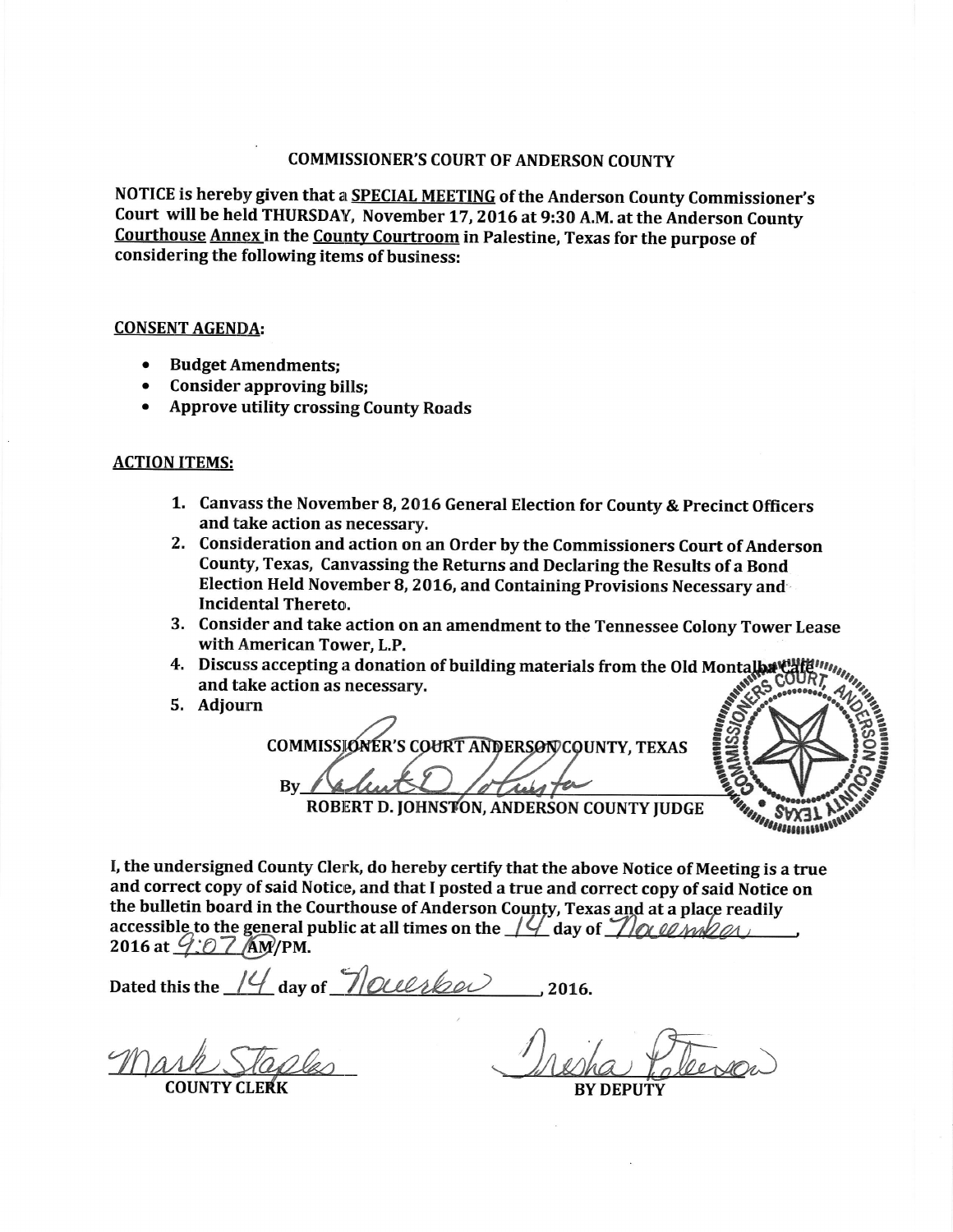# COMMISSIONER'S COURT OF ANDERSON COUNTY

**NOTICE is hereby given that a <u>SPECIAL MEETING</u> of the Anderson County Commissioner's Court will be held THURSDAY, November 17, 2016 at 9:30 A.M. at the Anderson County <u>Courthouse Annex</u> in the <u>County Courtroom</u> in Palestine, Texas for the purpose of considering the following items of business:**

## CONSENT AGENDA:

- **Budget Amendments;**
- **Consider approving bills;**
- **Approve utility crossing County Roads**

## ACTION ITEMS:

1. **Canvass the November 8, 2016 General Election for County & Precinct Officers and take action as necessary.**
2. **Consideration and action on an Order by the Commissioners Court of Anderson County, Texas, Canvassing the Returns and Declaring the Results of a Bond Election Held November 8, 2016, and Containing Provisions Necessary and Incidental Thereto.**
3. **Consider and take action on an amendment to the Tennessee Colony Tower Lease with American Tower, L.P.**
4. **Discuss accepting a donation of building materials from the Old Montalba Cafe and take action as necessary.**
5. **Adjourn**

**COMMISSIONER'S COURT ANDERSON COUNTY, TEXAS**

**By** *Robert D. Johnston*

**ROBERT D. JOHNSTON, ANDERSON COUNTY JUDGE**

**I, the undersigned County Clerk, do hereby certify that the above Notice of Meeting is a true and correct copy of said Notice, and that I posted a true and correct copy of said Notice on the bulletin board in the Courthouse of Anderson County, Texas and at a place readily accessible to the general public at all times on the** 14 **day of** November**, 2016 at** 9:07 **AM/PM.**

**Dated this the** 14 **day of** November **, 2016.**

*Mark Staples*
**COUNTY CLERK**

*Tresha Peterson*
**BY DEPUTY**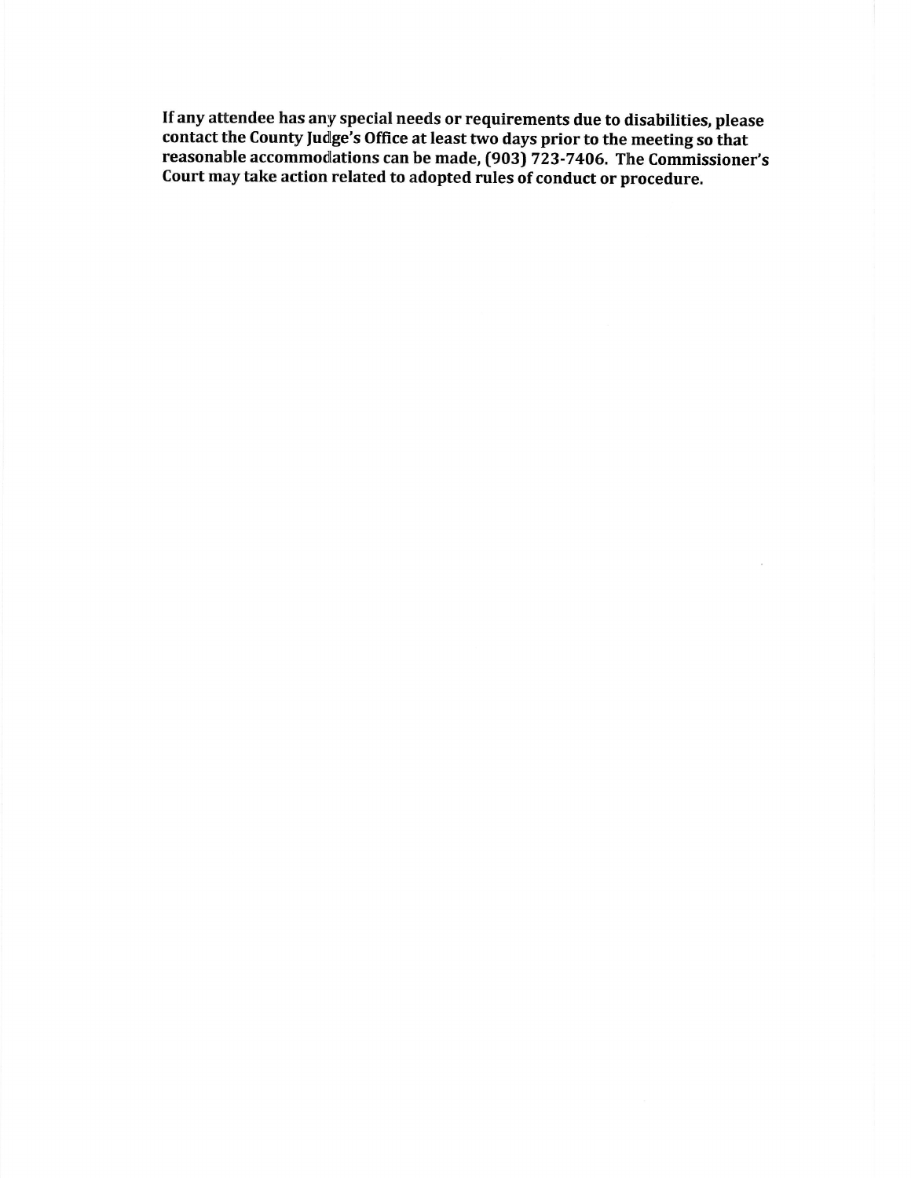**If any attendee has any special needs or requirements due to disabilities, please contact the County Judge's Office at least two days prior to the meeting so that reasonable accommodations can be made, (903) 723-7406. The Commissioner's Court may take action related to adopted rules of conduct or procedure.**